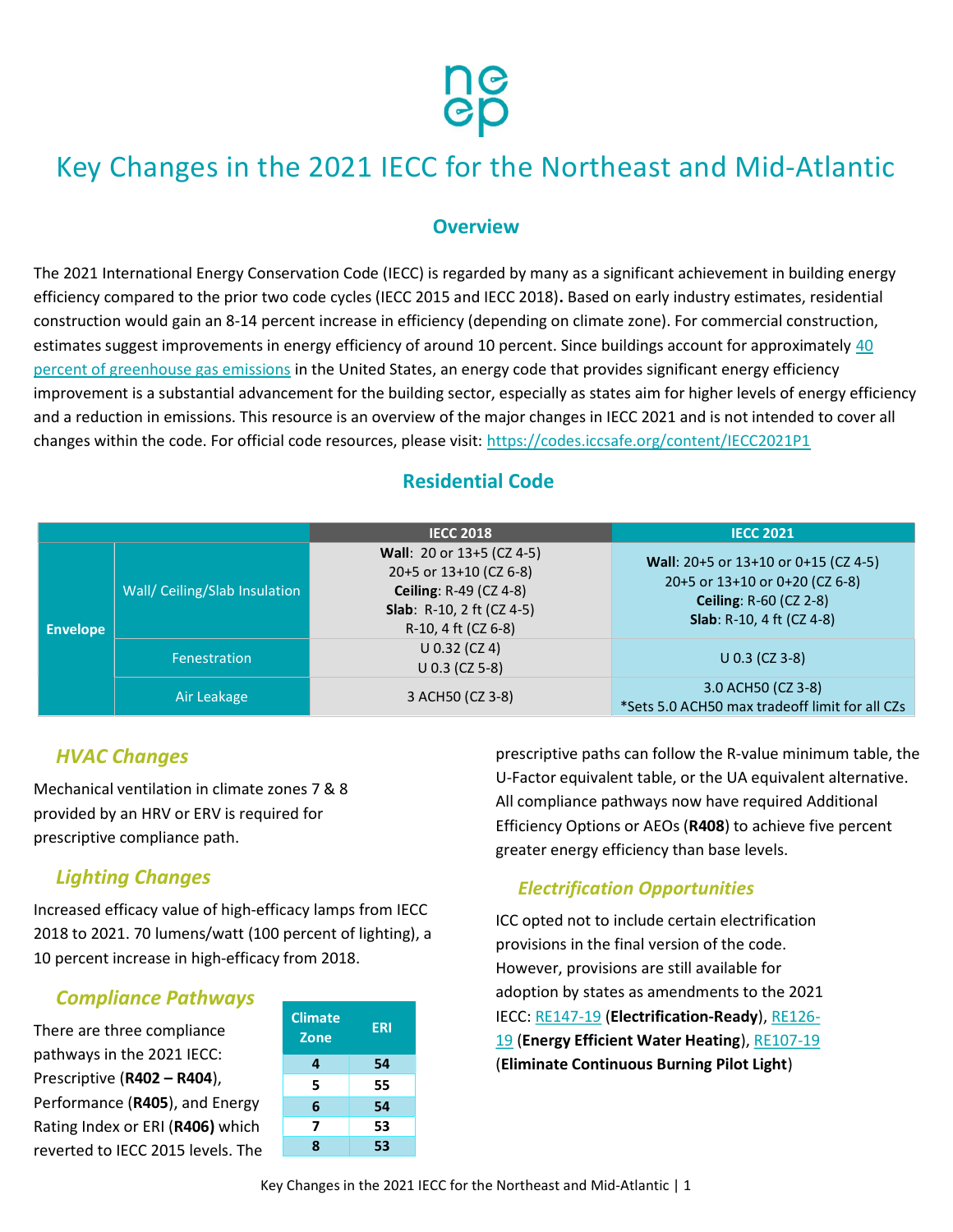# Key Changes in the 2021 IECC for the Northeast and Mid-Atlantic

## Overview

The 2021 International Energy Conservation Code (IECC) is regarded by many as a significant achievement in building energy efficiency compared to the prior two code cycles (IECC 2015 and IECC 2018). Based on early industry estimates, residential construction would gain an 8-14 percent increase in efficiency (depending on climate zone). For commercial construction, estimates suggest improvements in energy efficiency of around 10 percent. Since buildings account for approximately 40 percent of greenhouse gas emissions in the United States, an energy code that provides significant energy efficiency improvement is a substantial advancement for the building sector, especially as states aim for higher levels of energy efficiency and a reduction in emissions. This resource is an overview of the major changes in IECC 2021 and is not intended to cover all changes within the code. For official code resources, please visit: https://codes.iccsafe.org/content/IECC2021P1

## Residential Code

| | | IECC 2018 | IECC 2021 |
|---|---|---|---|
| **Envelope** | Wall/ Ceiling/Slab Insulation | **Wall**: 20 or 13+5 (CZ 4-5)<br>20+5 or 13+10 (CZ 6-8)<br>**Ceiling**: R-49 (CZ 4-8)<br>**Slab**: R-10, 2 ft (CZ 4-5)<br>R-10, 4 ft (CZ 6-8) | **Wall**: 20+5 or 13+10 or 0+15 (CZ 4-5)<br>20+5 or 13+10 or 0+20 (CZ 6-8)<br>**Ceiling**: R-60 (CZ 2-8)<br>**Slab**: R-10, 4 ft (CZ 4-8) |
| | Fenestration | U 0.32 (CZ 4)<br>U 0.3 (CZ 5-8) | U 0.3 (CZ 3-8) |
| | Air Leakage | 3 ACH50 (CZ 3-8) | 3.0 ACH50 (CZ 3-8)<br>*Sets 5.0 ACH50 max tradeoff limit for all CZs |

### *HVAC Changes*

Mechanical ventilation in climate zones 7 & 8 provided by an HRV or ERV is required for prescriptive compliance path.

### *Lighting Changes*

Increased efficacy value of high-efficacy lamps from IECC 2018 to 2021. 70 lumens/watt (100 percent of lighting), a 10 percent increase in high-efficacy from 2018.

### *Compliance Pathways*

There are three compliance pathways in the 2021 IECC: Prescriptive (**R402 – R404**), Performance (**R405**), and Energy Rating Index or ERI (**R406)** which reverted to IECC 2015 levels. The prescriptive paths can follow the R-value minimum table, the U-Factor equivalent table, or the UA equivalent alternative. All compliance pathways now have required Additional Efficiency Options or AEOs (**R408**) to achieve five percent greater energy efficiency than base levels.

| Climate Zone | ERI |
|---|---|
| 4 | 54 |
| 5 | 55 |
| 6 | 54 |
| 7 | 53 |
| 8 | 53 |

### *Electrification Opportunities*

ICC opted not to include certain electrification provisions in the final version of the code. However, provisions are still available for adoption by states as amendments to the 2021 IECC: RE147-19 (**Electrification-Ready**), RE126-19 (**Energy Efficient Water Heating**), RE107-19 (**Eliminate Continuous Burning Pilot Light**)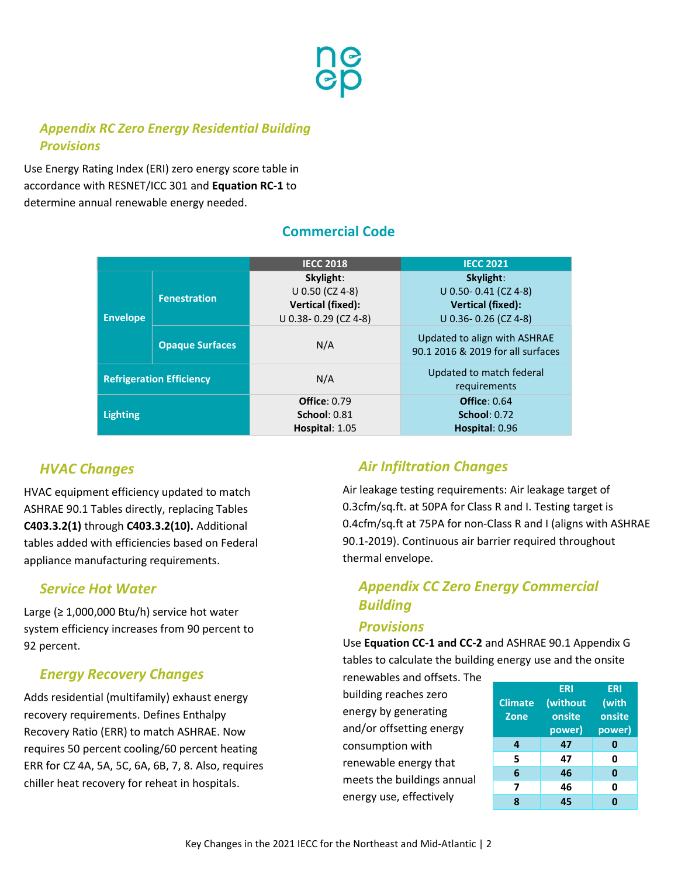## *Appendix RC Zero Energy Residential Building Provisions*

Use Energy Rating Index (ERI) zero energy score table in accordance with RESNET/ICC 301 and **Equation RC-1** to determine annual renewable energy needed.

## Commercial Code

| | | IECC 2018 | IECC 2021 |
|---|---|---|---|
| **Envelope** | **Fenestration** | **Skylight**: U 0.50 (CZ 4-8) **Vertical (fixed):** U 0.38- 0.29 (CZ 4-8) | **Skylight**: U 0.50- 0.41 (CZ 4-8) **Vertical (fixed):** U 0.36- 0.26 (CZ 4-8) |
| | **Opaque Surfaces** | N/A | Updated to align with ASHRAE 90.1 2016 & 2019 for all surfaces |
| **Refrigeration Efficiency** | | N/A | Updated to match federal requirements |
| **Lighting** | | **Office**: 0.79 **School**: 0.81 **Hospital**: 1.05 | **Office**: 0.64 **School**: 0.72 **Hospital**: 0.96 |

### *HVAC Changes*

HVAC equipment efficiency updated to match ASHRAE 90.1 Tables directly, replacing Tables **C403.3.2(1)** through **C403.3.2(10).** Additional tables added with efficiencies based on Federal appliance manufacturing requirements.

### *Service Hot Water*

Large (≥ 1,000,000 Btu/h) service hot water system efficiency increases from 90 percent to 92 percent.

### *Energy Recovery Changes*

Adds residential (multifamily) exhaust energy recovery requirements. Defines Enthalpy Recovery Ratio (ERR) to match ASHRAE. Now requires 50 percent cooling/60 percent heating ERR for CZ 4A, 5A, 5C, 6A, 6B, 7, 8. Also, requires chiller heat recovery for reheat in hospitals.

### *Air Infiltration Changes*

Air leakage testing requirements: Air leakage target of 0.3cfm/sq.ft. at 50PA for Class R and I. Testing target is 0.4cfm/sq.ft at 75PA for non-Class R and I (aligns with ASHRAE 90.1-2019). Continuous air barrier required throughout thermal envelope.

### *Appendix CC Zero Energy Commercial Building Provisions*

Use **Equation CC-1 and CC-2** and ASHRAE 90.1 Appendix G tables to calculate the building energy use and the onsite renewables and offsets. The building reaches zero energy by generating and/or offsetting energy consumption with renewable energy that meets the buildings annual energy use, effectively

| Climate Zone | ERI (without onsite power) | ERI (with onsite power) |
|---|---|---|
| **4** | **47** | **0** |
| **5** | **47** | **0** |
| **6** | **46** | **0** |
| **7** | **46** | **0** |
| **8** | **45** | **0** |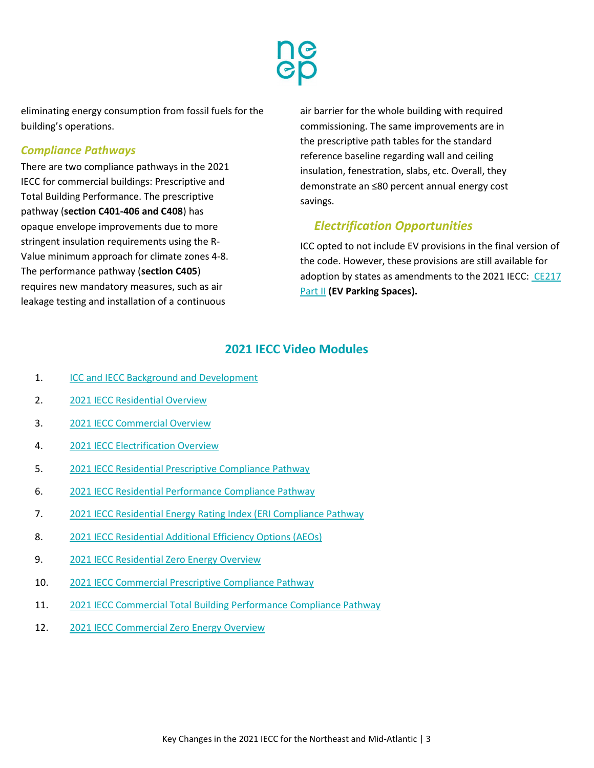eliminating energy consumption from fossil fuels for the building's operations.

### *Compliance Pathways*

There are two compliance pathways in the 2021 IECC for commercial buildings: Prescriptive and Total Building Performance. The prescriptive pathway (**section C401-406 and C408**) has opaque envelope improvements due to more stringent insulation requirements using the R-Value minimum approach for climate zones 4-8. The performance pathway (**section C405**) requires new mandatory measures, such as air leakage testing and installation of a continuous air barrier for the whole building with required commissioning. The same improvements are in the prescriptive path tables for the standard reference baseline regarding wall and ceiling insulation, fenestration, slabs, etc. Overall, they demonstrate an ≤80 percent annual energy cost savings.

### *Electrification Opportunities*

ICC opted to not include EV provisions in the final version of the code. However, these provisions are still available for adoption by states as amendments to the 2021 IECC: CE217 Part II **(EV Parking Spaces).**

## 2021 IECC Video Modules

1. ICC and IECC Background and Development
2. 2021 IECC Residential Overview
3. 2021 IECC Commercial Overview
4. 2021 IECC Electrification Overview
5. 2021 IECC Residential Prescriptive Compliance Pathway
6. 2021 IECC Residential Performance Compliance Pathway
7. 2021 IECC Residential Energy Rating Index (ERI Compliance Pathway
8. 2021 IECC Residential Additional Efficiency Options (AEOs)
9. 2021 IECC Residential Zero Energy Overview
10. 2021 IECC Commercial Prescriptive Compliance Pathway
11. 2021 IECC Commercial Total Building Performance Compliance Pathway
12. 2021 IECC Commercial Zero Energy Overview